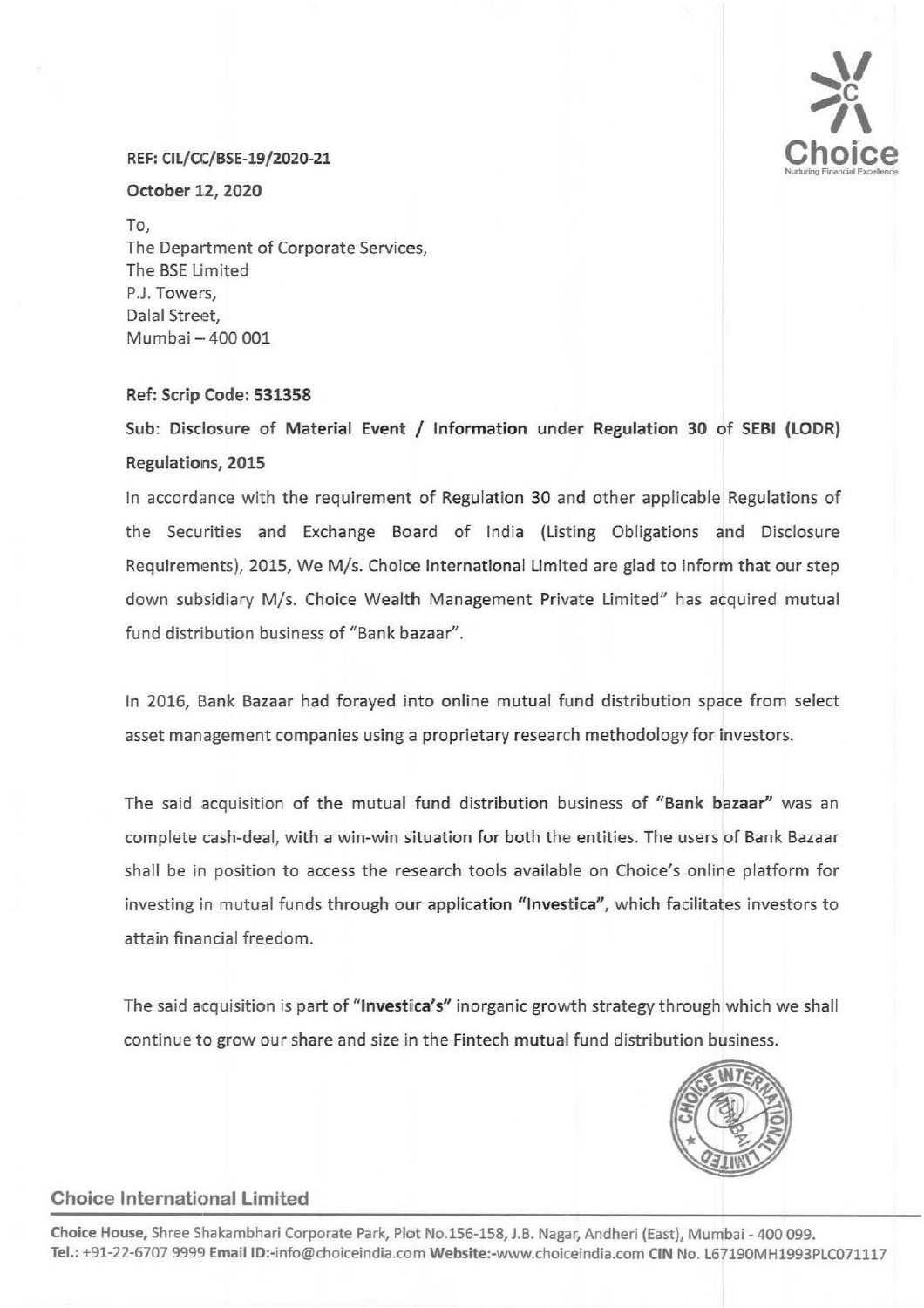**REF: CIL/CC/BSE-19/2020-21**

**October 12, 2020**

To,
The Department of Corporate Services,
The BSE Limited
P.J. Towers,
Dalal Street,
Mumbai – 400 001

**Ref: Scrip Code: 531358**

**Sub: Disclosure of Material Event / Information under Regulation 30 of SEBI (LODR) Regulations, 2015**

In accordance with the requirement of Regulation 30 and other applicable Regulations of the Securities and Exchange Board of India (Listing Obligations and Disclosure Requirements), 2015, We M/s. Choice International Limited are glad to inform that our step down subsidiary M/s. Choice Wealth Management Private Limited" has acquired mutual fund distribution business of "Bank bazaar".

In 2016, Bank Bazaar had forayed into online mutual fund distribution space from select asset management companies using a proprietary research methodology for investors.

The said acquisition of the mutual fund distribution business of **"Bank bazaar"** was an complete cash-deal, with a win-win situation for both the entities. The users of Bank Bazaar shall be in position to access the research tools available on Choice's online platform for investing in mutual funds through our application **"Investica"**, which facilitates investors to attain financial freedom.

The said acquisition is part of **"Investica's"** inorganic growth strategy through which we shall continue to grow our share and size in the Fintech mutual fund distribution business.

**Choice International Limited**

**Choice House,** Shree Shakambhari Corporate Park, Plot No.156-158, J.B. Nagar, Andheri (East), Mumbai - 400 099.
**Tel.:** +91-22-6707 9999 **Email ID:**-info@choiceindia.com **Website:**-www.choiceindia.com **CIN** No. L67190MH1993PLC071117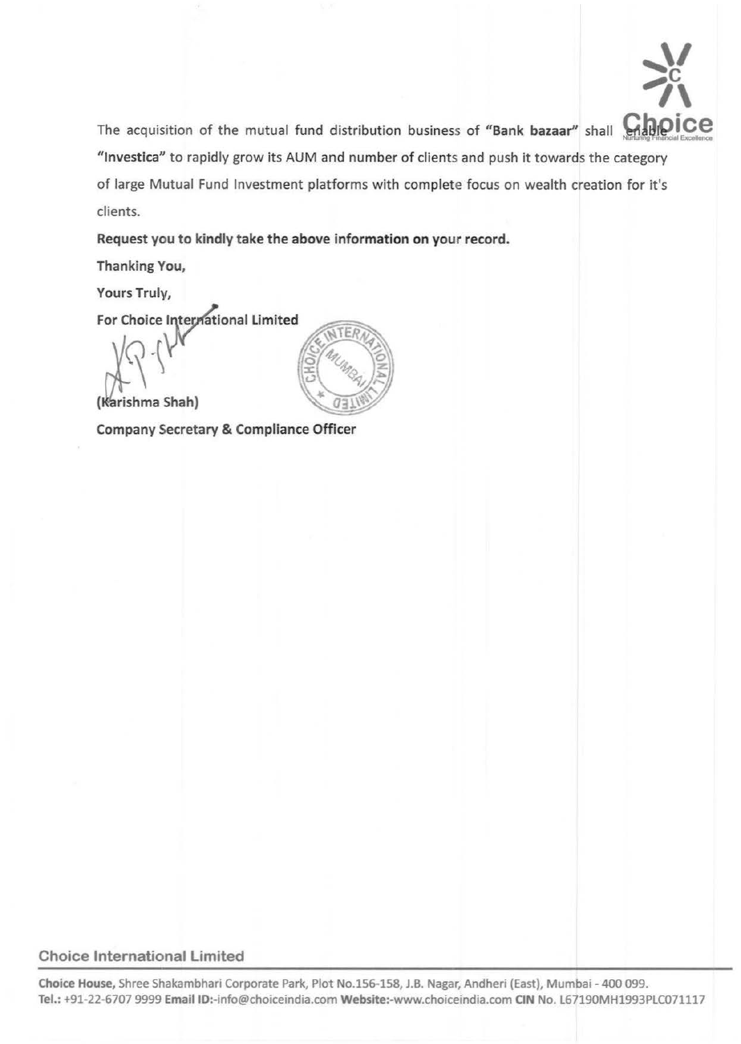The acquisition of the mutual fund distribution business of **"Bank bazaar"** shall enable **"Investica"** to rapidly grow its AUM and number of clients and push it towards the category of large Mutual Fund Investment platforms with complete focus on wealth creation for it's clients.

**Request you to kindly take the above information on your record.**

**Thanking You,**

**Yours Truly,**

**For Choice International Limited**

**(Karishma Shah)**

**Company Secretary & Compliance Officer**